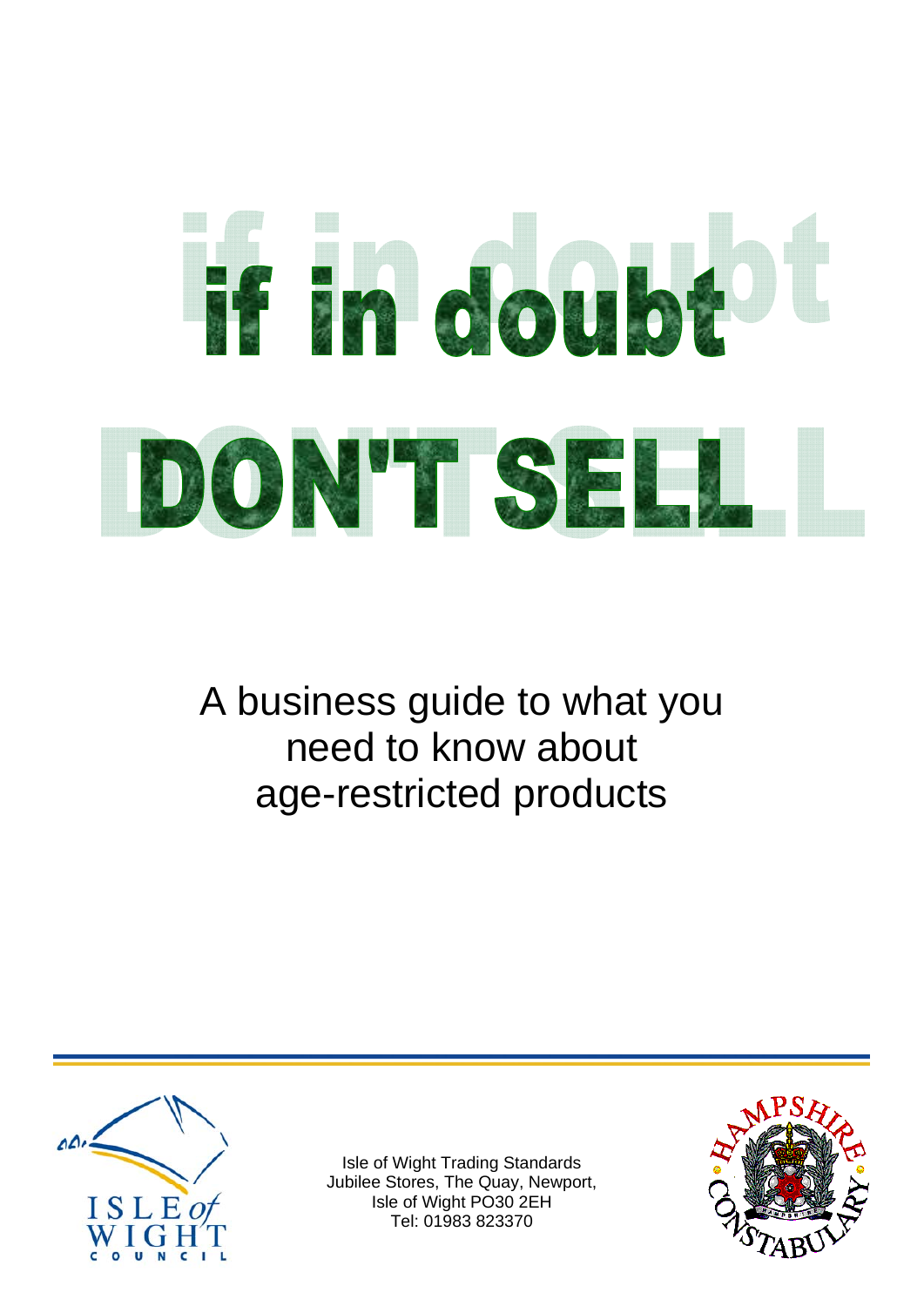# if in doubt DON'T SELL

A business guide to what you need to know about age-restricted products

Isle of Wight Trading Standards
Jubilee Stores, The Quay, Newport,
Isle of Wight PO30 2EH
Tel: 01983 823370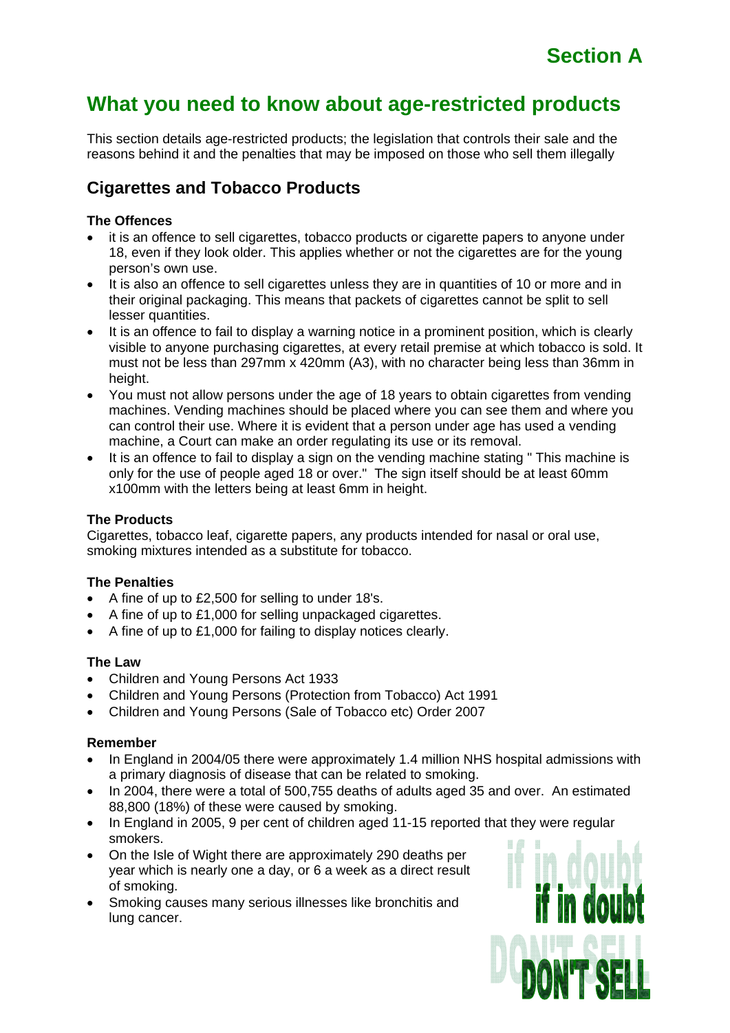# Section A

# What you need to know about age-restricted products

This section details age-restricted products; the legislation that controls their sale and the reasons behind it and the penalties that may be imposed on those who sell them illegally

## Cigarettes and Tobacco Products

### The Offences

- it is an offence to sell cigarettes, tobacco products or cigarette papers to anyone under 18, even if they look older. This applies whether or not the cigarettes are for the young person's own use.
- It is also an offence to sell cigarettes unless they are in quantities of 10 or more and in their original packaging. This means that packets of cigarettes cannot be split to sell lesser quantities.
- It is an offence to fail to display a warning notice in a prominent position, which is clearly visible to anyone purchasing cigarettes, at every retail premise at which tobacco is sold. It must not be less than 297mm x 420mm (A3), with no character being less than 36mm in height.
- You must not allow persons under the age of 18 years to obtain cigarettes from vending machines. Vending machines should be placed where you can see them and where you can control their use. Where it is evident that a person under age has used a vending machine, a Court can make an order regulating its use or its removal.
- It is an offence to fail to display a sign on the vending machine stating " This machine is only for the use of people aged 18 or over." The sign itself should be at least 60mm x100mm with the letters being at least 6mm in height.

### The Products

Cigarettes, tobacco leaf, cigarette papers, any products intended for nasal or oral use, smoking mixtures intended as a substitute for tobacco.

### The Penalties

- A fine of up to £2,500 for selling to under 18's.
- A fine of up to £1,000 for selling unpackaged cigarettes.
- A fine of up to £1,000 for failing to display notices clearly.

### The Law

- Children and Young Persons Act 1933
- Children and Young Persons (Protection from Tobacco) Act 1991
- Children and Young Persons (Sale of Tobacco etc) Order 2007

### Remember

- In England in 2004/05 there were approximately 1.4 million NHS hospital admissions with a primary diagnosis of disease that can be related to smoking.
- In 2004, there were a total of 500,755 deaths of adults aged 35 and over. An estimated 88,800 (18%) of these were caused by smoking.
- In England in 2005, 9 per cent of children aged 11-15 reported that they were regular smokers.
- On the Isle of Wight there are approximately 290 deaths per year which is nearly one a day, or 6 a week as a direct result of smoking.
- Smoking causes many serious illnesses like bronchitis and lung cancer.

**if in doubt DON'T SELL**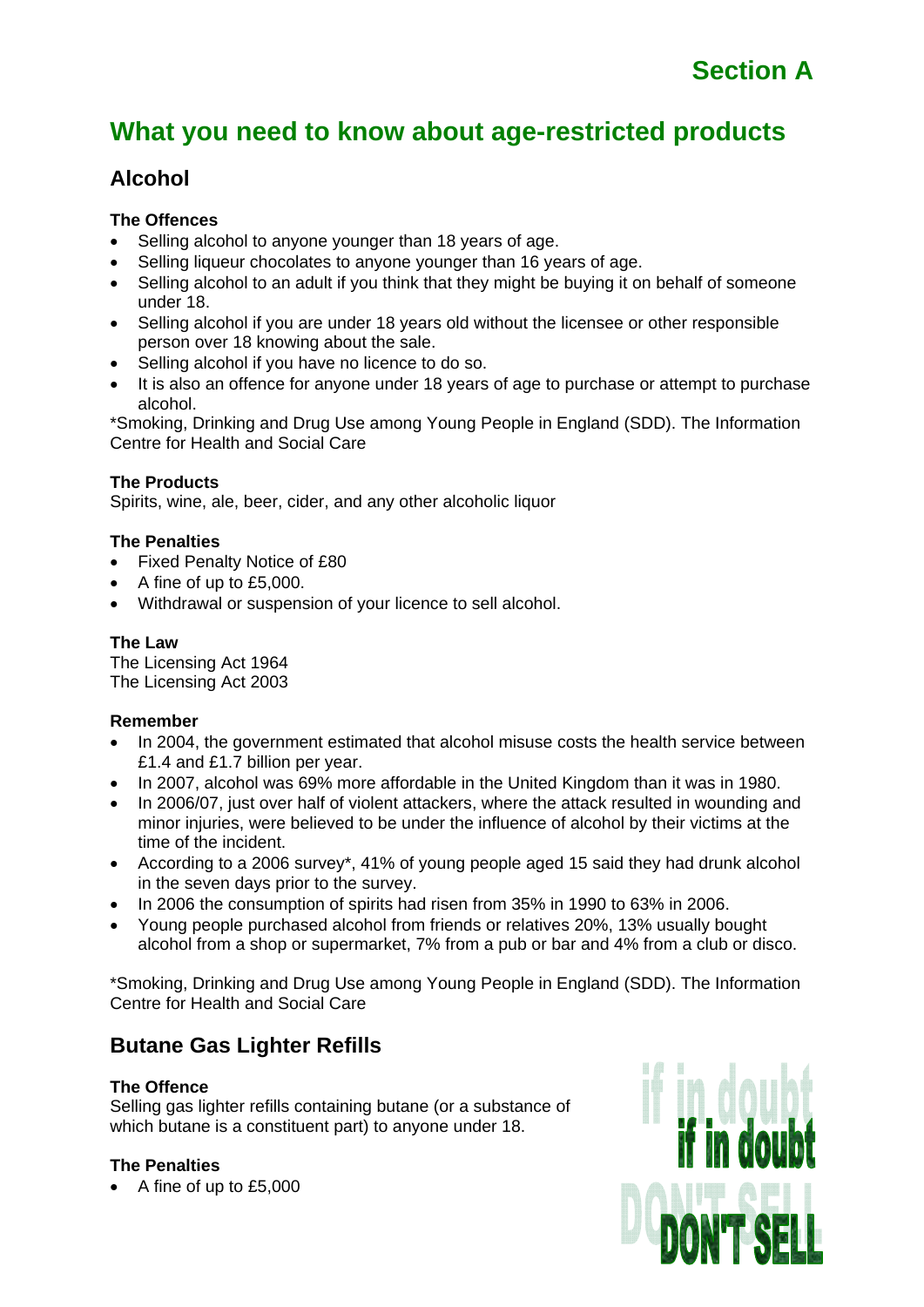# Section A

## What you need to know about age-restricted products

### Alcohol

**The Offences**

- Selling alcohol to anyone younger than 18 years of age.
- Selling liqueur chocolates to anyone younger than 16 years of age.
- Selling alcohol to an adult if you think that they might be buying it on behalf of someone under 18.
- Selling alcohol if you are under 18 years old without the licensee or other responsible person over 18 knowing about the sale.
- Selling alcohol if you have no licence to do so.
- It is also an offence for anyone under 18 years of age to purchase or attempt to purchase alcohol.

*Smoking, Drinking and Drug Use among Young People in England (SDD). The Information Centre for Health and Social Care

**The Products**

Spirits, wine, ale, beer, cider, and any other alcoholic liquor

**The Penalties**

- Fixed Penalty Notice of £80
- A fine of up to £5,000.
- Withdrawal or suspension of your licence to sell alcohol.

**The Law**

The Licensing Act 1964
The Licensing Act 2003

**Remember**

- In 2004, the government estimated that alcohol misuse costs the health service between £1.4 and £1.7 billion per year.
- In 2007, alcohol was 69% more affordable in the United Kingdom than it was in 1980.
- In 2006/07, just over half of violent attackers, where the attack resulted in wounding and minor injuries, were believed to be under the influence of alcohol by their victims at the time of the incident.
- According to a 2006 survey*, 41% of young people aged 15 said they had drunk alcohol in the seven days prior to the survey.
- In 2006 the consumption of spirits had risen from 35% in 1990 to 63% in 2006.
- Young people purchased alcohol from friends or relatives 20%, 13% usually bought alcohol from a shop or supermarket, 7% from a pub or bar and 4% from a club or disco.

*Smoking, Drinking and Drug Use among Young People in England (SDD). The Information Centre for Health and Social Care

### Butane Gas Lighter Refills

**The Offence**

Selling gas lighter refills containing butane (or a substance of which butane is a constituent part) to anyone under 18.

**The Penalties**

- A fine of up to £5,000

if in doubt
DON'T SELL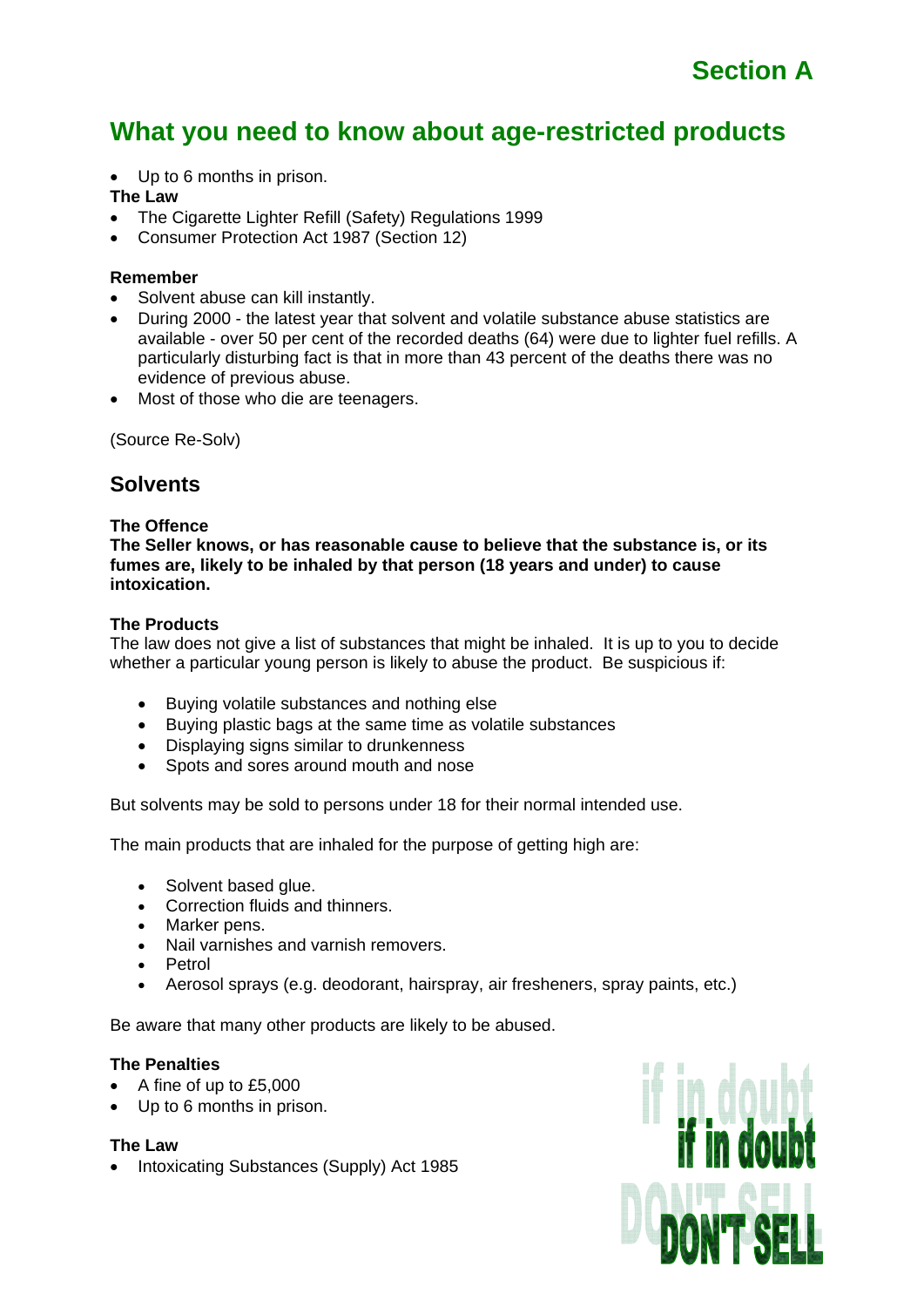## What you need to know about age-restricted products

- Up to 6 months in prison.

**The Law**

- The Cigarette Lighter Refill (Safety) Regulations 1999
- Consumer Protection Act 1987 (Section 12)

**Remember**

- Solvent abuse can kill instantly.
- During 2000 - the latest year that solvent and volatile substance abuse statistics are available - over 50 per cent of the recorded deaths (64) were due to lighter fuel refills. A particularly disturbing fact is that in more than 43 percent of the deaths there was no evidence of previous abuse.
- Most of those who die are teenagers.

(Source Re-Solv)

## Solvents

**The Offence**

**The Seller knows, or has reasonable cause to believe that the substance is, or its fumes are, likely to be inhaled by that person (18 years and under) to cause intoxication.**

**The Products**

The law does not give a list of substances that might be inhaled. It is up to you to decide whether a particular young person is likely to abuse the product. Be suspicious if:

- Buying volatile substances and nothing else
- Buying plastic bags at the same time as volatile substances
- Displaying signs similar to drunkenness
- Spots and sores around mouth and nose

But solvents may be sold to persons under 18 for their normal intended use.

The main products that are inhaled for the purpose of getting high are:

- Solvent based glue.
- Correction fluids and thinners.
- Marker pens.
- Nail varnishes and varnish removers.
- Petrol
- Aerosol sprays (e.g. deodorant, hairspray, air fresheners, spray paints, etc.)

Be aware that many other products are likely to be abused.

**The Penalties**

- A fine of up to £5,000
- Up to 6 months in prison.

**The Law**

- Intoxicating Substances (Supply) Act 1985

if in doubt DON'T SELL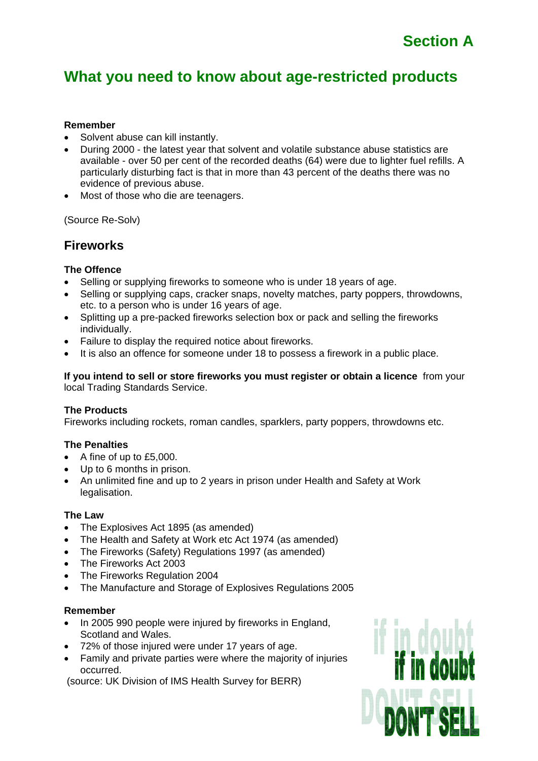## Section A

# What you need to know about age-restricted products

**Remember**

- Solvent abuse can kill instantly.
- During 2000 - the latest year that solvent and volatile substance abuse statistics are available - over 50 per cent of the recorded deaths (64) were due to lighter fuel refills. A particularly disturbing fact is that in more than 43 percent of the deaths there was no evidence of previous abuse.
- Most of those who die are teenagers.

(Source Re-Solv)

## Fireworks

**The Offence**

- Selling or supplying fireworks to someone who is under 18 years of age.
- Selling or supplying caps, cracker snaps, novelty matches, party poppers, throwdowns, etc. to a person who is under 16 years of age.
- Splitting up a pre-packed fireworks selection box or pack and selling the fireworks individually.
- Failure to display the required notice about fireworks.
- It is also an offence for someone under 18 to possess a firework in a public place.

**If you intend to sell or store fireworks you must register or obtain a licence** from your local Trading Standards Service.

**The Products**

Fireworks including rockets, roman candles, sparklers, party poppers, throwdowns etc.

**The Penalties**

- A fine of up to £5,000.
- Up to 6 months in prison.
- An unlimited fine and up to 2 years in prison under Health and Safety at Work legalisation.

**The Law**

- The Explosives Act 1895 (as amended)
- The Health and Safety at Work etc Act 1974 (as amended)
- The Fireworks (Safety) Regulations 1997 (as amended)
- The Fireworks Act 2003
- The Fireworks Regulation 2004
- The Manufacture and Storage of Explosives Regulations 2005

**Remember**

- In 2005 990 people were injured by fireworks in England, Scotland and Wales.
- 72% of those injured were under 17 years of age.
- Family and private parties were where the majority of injuries occurred.

(source: UK Division of IMS Health Survey for BERR)

**if in doubt DON'T SELL**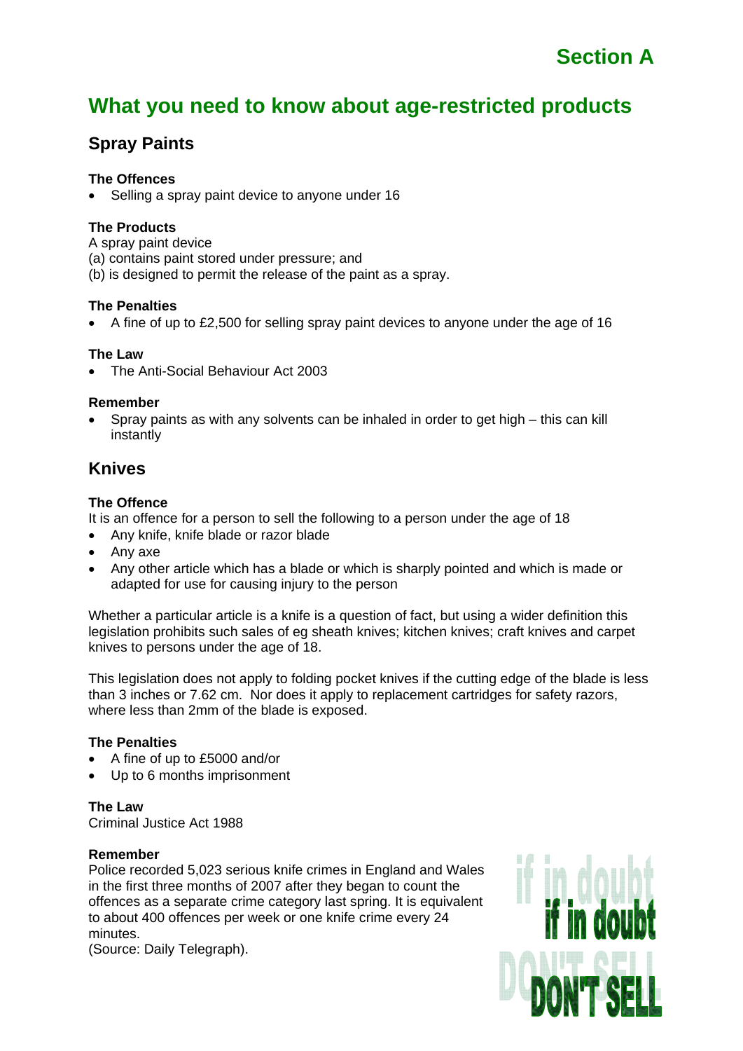Section A

# What you need to know about age-restricted products

## Spray Paints

**The Offences**

- Selling a spray paint device to anyone under 16

**The Products**

A spray paint device
(a) contains paint stored under pressure; and
(b) is designed to permit the release of the paint as a spray.

**The Penalties**

- A fine of up to £2,500 for selling spray paint devices to anyone under the age of 16

**The Law**

- The Anti-Social Behaviour Act 2003

**Remember**

- Spray paints as with any solvents can be inhaled in order to get high – this can kill instantly

## Knives

**The Offence**

It is an offence for a person to sell the following to a person under the age of 18

- Any knife, knife blade or razor blade
- Any axe
- Any other article which has a blade or which is sharply pointed and which is made or adapted for use for causing injury to the person

Whether a particular article is a knife is a question of fact, but using a wider definition this legislation prohibits such sales of eg sheath knives; kitchen knives; craft knives and carpet knives to persons under the age of 18.

This legislation does not apply to folding pocket knives if the cutting edge of the blade is less than 3 inches or 7.62 cm. Nor does it apply to replacement cartridges for safety razors, where less than 2mm of the blade is exposed.

**The Penalties**

- A fine of up to £5000 and/or
- Up to 6 months imprisonment

**The Law**

Criminal Justice Act 1988

**Remember**

Police recorded 5,023 serious knife crimes in England and Wales in the first three months of 2007 after they began to count the offences as a separate crime category last spring. It is equivalent to about 400 offences per week or one knife crime every 24 minutes.
(Source: Daily Telegraph).

**if in doubt DON'T SELL**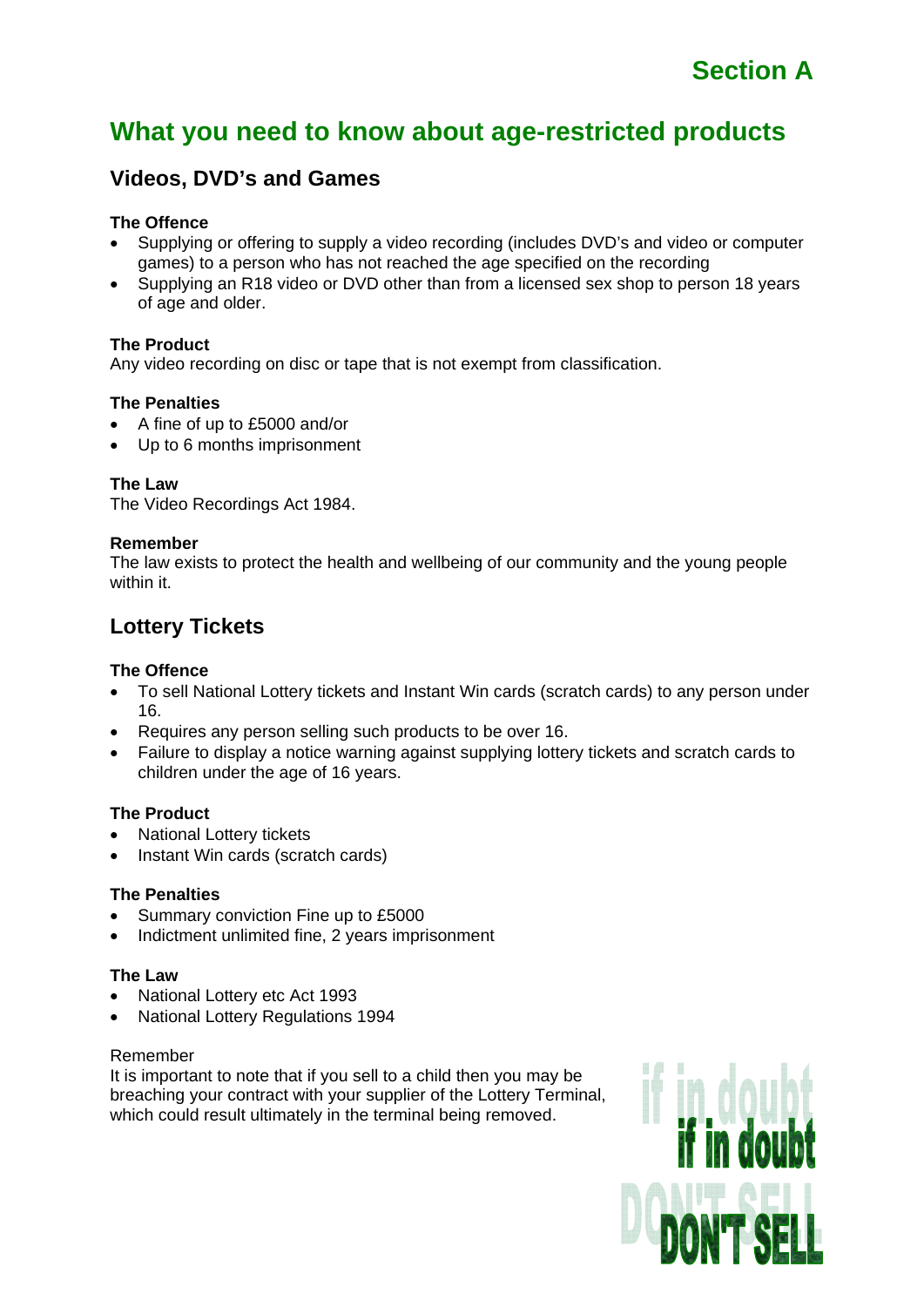Section A

# What you need to know about age-restricted products

## Videos, DVD's and Games

**The Offence**

- Supplying or offering to supply a video recording (includes DVD's and video or computer games) to a person who has not reached the age specified on the recording
- Supplying an R18 video or DVD other than from a licensed sex shop to person 18 years of age and older.

**The Product**

Any video recording on disc or tape that is not exempt from classification.

**The Penalties**

- A fine of up to £5000 and/or
- Up to 6 months imprisonment

**The Law**

The Video Recordings Act 1984.

**Remember**

The law exists to protect the health and wellbeing of our community and the young people within it.

## Lottery Tickets

**The Offence**

- To sell National Lottery tickets and Instant Win cards (scratch cards) to any person under 16.
- Requires any person selling such products to be over 16.
- Failure to display a notice warning against supplying lottery tickets and scratch cards to children under the age of 16 years.

**The Product**

- National Lottery tickets
- Instant Win cards (scratch cards)

**The Penalties**

- Summary conviction Fine up to £5000
- Indictment unlimited fine, 2 years imprisonment

**The Law**

- National Lottery etc Act 1993
- National Lottery Regulations 1994

Remember

It is important to note that if you sell to a child then you may be breaching your contract with your supplier of the Lottery Terminal, which could result ultimately in the terminal being removed.

if in doubt DON'T SELL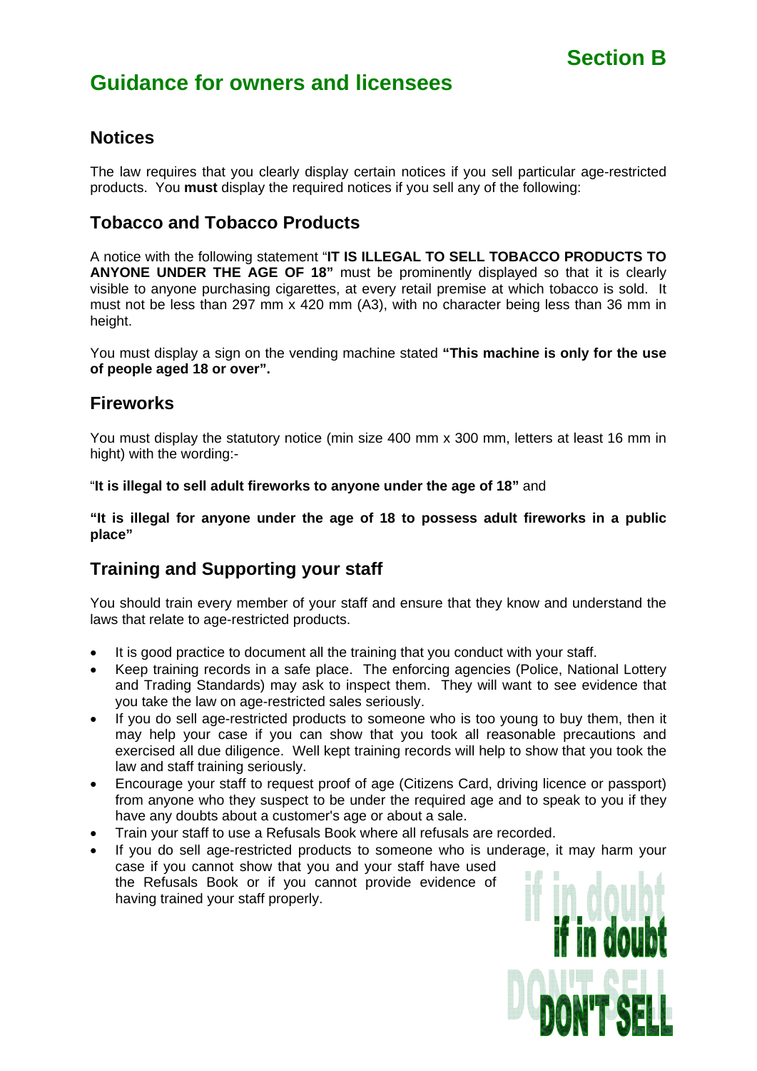Section B

# Guidance for owners and licensees

## Notices

The law requires that you clearly display certain notices if you sell particular age-restricted products. You **must** display the required notices if you sell any of the following:

## Tobacco and Tobacco Products

A notice with the following statement "**IT IS ILLEGAL TO SELL TOBACCO PRODUCTS TO ANYONE UNDER THE AGE OF 18"** must be prominently displayed so that it is clearly visible to anyone purchasing cigarettes, at every retail premise at which tobacco is sold. It must not be less than 297 mm x 420 mm (A3), with no character being less than 36 mm in height.

You must display a sign on the vending machine stated **"This machine is only for the use of people aged 18 or over".**

## Fireworks

You must display the statutory notice (min size 400 mm x 300 mm, letters at least 16 mm in hight) with the wording:-

"**It is illegal to sell adult fireworks to anyone under the age of 18"** and

**"It is illegal for anyone under the age of 18 to possess adult fireworks in a public place"**

## Training and Supporting your staff

You should train every member of your staff and ensure that they know and understand the laws that relate to age-restricted products.

- It is good practice to document all the training that you conduct with your staff.
- Keep training records in a safe place. The enforcing agencies (Police, National Lottery and Trading Standards) may ask to inspect them. They will want to see evidence that you take the law on age-restricted sales seriously.
- If you do sell age-restricted products to someone who is too young to buy them, then it may help your case if you can show that you took all reasonable precautions and exercised all due diligence. Well kept training records will help to show that you took the law and staff training seriously.
- Encourage your staff to request proof of age (Citizens Card, driving licence or passport) from anyone who they suspect to be under the required age and to speak to you if they have any doubts about a customer's age or about a sale.
- Train your staff to use a Refusals Book where all refusals are recorded.
- If you do sell age-restricted products to someone who is underage, it may harm your case if you cannot show that you and your staff have used the Refusals Book or if you cannot provide evidence of having trained your staff properly.

**if in doubt DON'T SELL**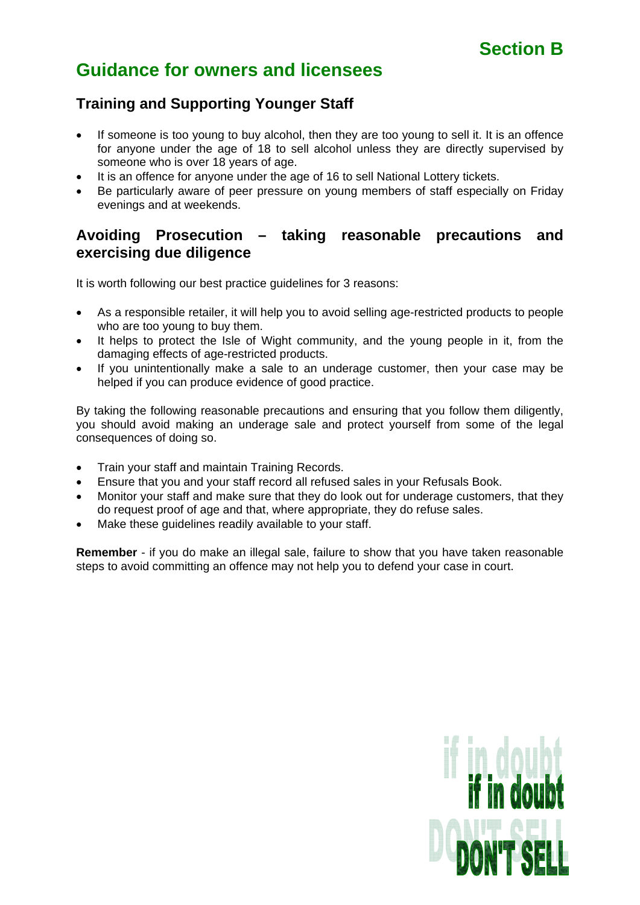Section B

# Guidance for owners and licensees

## Training and Supporting Younger Staff

- If someone is too young to buy alcohol, then they are too young to sell it. It is an offence for anyone under the age of 18 to sell alcohol unless they are directly supervised by someone who is over 18 years of age.
- It is an offence for anyone under the age of 16 to sell National Lottery tickets.
- Be particularly aware of peer pressure on young members of staff especially on Friday evenings and at weekends.

## Avoiding Prosecution – taking reasonable precautions and exercising due diligence

It is worth following our best practice guidelines for 3 reasons:

- As a responsible retailer, it will help you to avoid selling age-restricted products to people who are too young to buy them.
- It helps to protect the Isle of Wight community, and the young people in it, from the damaging effects of age-restricted products.
- If you unintentionally make a sale to an underage customer, then your case may be helped if you can produce evidence of good practice.

By taking the following reasonable precautions and ensuring that you follow them diligently, you should avoid making an underage sale and protect yourself from some of the legal consequences of doing so.

- Train your staff and maintain Training Records.
- Ensure that you and your staff record all refused sales in your Refusals Book.
- Monitor your staff and make sure that they do look out for underage customers, that they do request proof of age and that, where appropriate, they do refuse sales.
- Make these guidelines readily available to your staff.

**Remember** - if you do make an illegal sale, failure to show that you have taken reasonable steps to avoid committing an offence may not help you to defend your case in court.

if in doubt DON'T SELL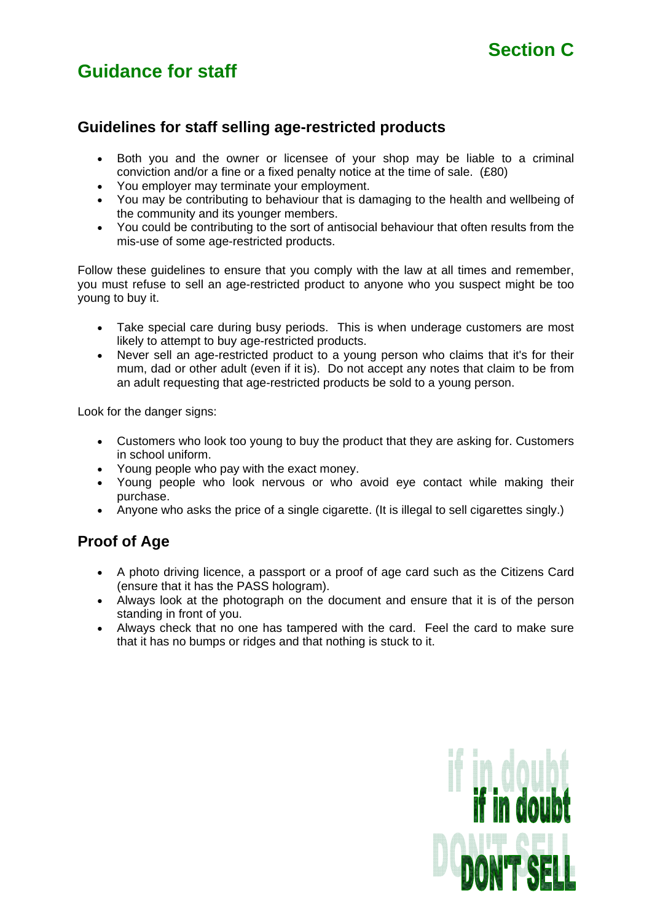# Section C

# Guidance for staff

## Guidelines for staff selling age-restricted products

- Both you and the owner or licensee of your shop may be liable to a criminal conviction and/or a fine or a fixed penalty notice at the time of sale. (£80)
- You employer may terminate your employment.
- You may be contributing to behaviour that is damaging to the health and wellbeing of the community and its younger members.
- You could be contributing to the sort of antisocial behaviour that often results from the mis-use of some age-restricted products.

Follow these guidelines to ensure that you comply with the law at all times and remember, you must refuse to sell an age-restricted product to anyone who you suspect might be too young to buy it.

- Take special care during busy periods. This is when underage customers are most likely to attempt to buy age-restricted products.
- Never sell an age-restricted product to a young person who claims that it's for their mum, dad or other adult (even if it is). Do not accept any notes that claim to be from an adult requesting that age-restricted products be sold to a young person.

Look for the danger signs:

- Customers who look too young to buy the product that they are asking for. Customers in school uniform.
- Young people who pay with the exact money.
- Young people who look nervous or who avoid eye contact while making their purchase.
- Anyone who asks the price of a single cigarette. (It is illegal to sell cigarettes singly.)

## Proof of Age

- A photo driving licence, a passport or a proof of age card such as the Citizens Card (ensure that it has the PASS hologram).
- Always look at the photograph on the document and ensure that it is of the person standing in front of you.
- Always check that no one has tampered with the card. Feel the card to make sure that it has no bumps or ridges and that nothing is stuck to it.

**if in doubt DON'T SELL**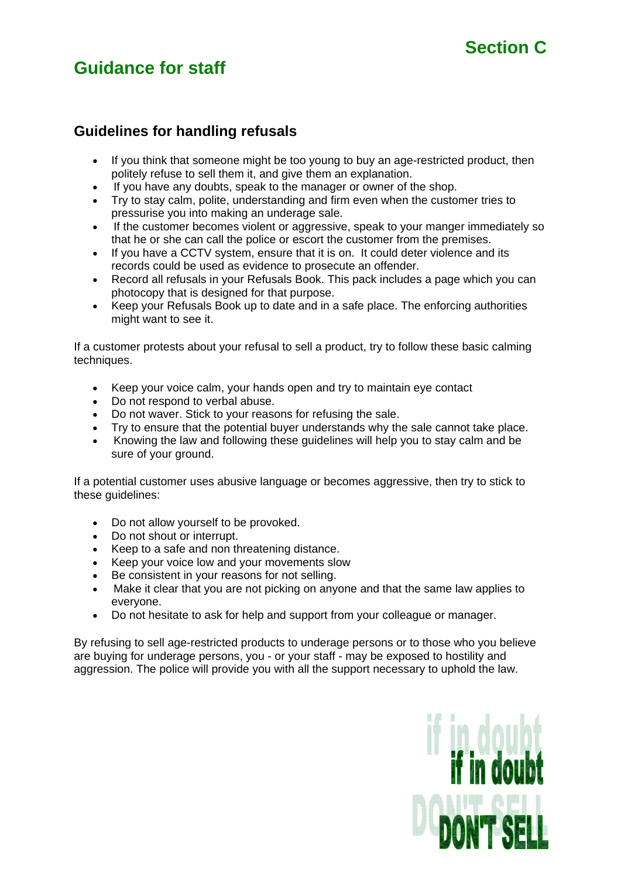Section C

# Guidance for staff

## Guidelines for handling refusals

- If you think that someone might be too young to buy an age-restricted product, then politely refuse to sell them it, and give them an explanation.
- If you have any doubts, speak to the manager or owner of the shop.
- Try to stay calm, polite, understanding and firm even when the customer tries to pressurise you into making an underage sale.
- If the customer becomes violent or aggressive, speak to your manger immediately so that he or she can call the police or escort the customer from the premises.
- If you have a CCTV system, ensure that it is on. It could deter violence and its records could be used as evidence to prosecute an offender.
- Record all refusals in your Refusals Book. This pack includes a page which you can photocopy that is designed for that purpose.
- Keep your Refusals Book up to date and in a safe place. The enforcing authorities might want to see it.

If a customer protests about your refusal to sell a product, try to follow these basic calming techniques.

- Keep your voice calm, your hands open and try to maintain eye contact
- Do not respond to verbal abuse.
- Do not waver. Stick to your reasons for refusing the sale.
- Try to ensure that the potential buyer understands why the sale cannot take place.
- Knowing the law and following these guidelines will help you to stay calm and be sure of your ground.

If a potential customer uses abusive language or becomes aggressive, then try to stick to these guidelines:

- Do not allow yourself to be provoked.
- Do not shout or interrupt.
- Keep to a safe and non threatening distance.
- Keep your voice low and your movements slow
- Be consistent in your reasons for not selling.
- Make it clear that you are not picking on anyone and that the same law applies to everyone.
- Do not hesitate to ask for help and support from your colleague or manager.

By refusing to sell age-restricted products to underage persons or to those who you believe are buying for underage persons, you - or your staff - may be exposed to hostility and aggression. The police will provide you with all the support necessary to uphold the law.

if in doubt DON'T SELL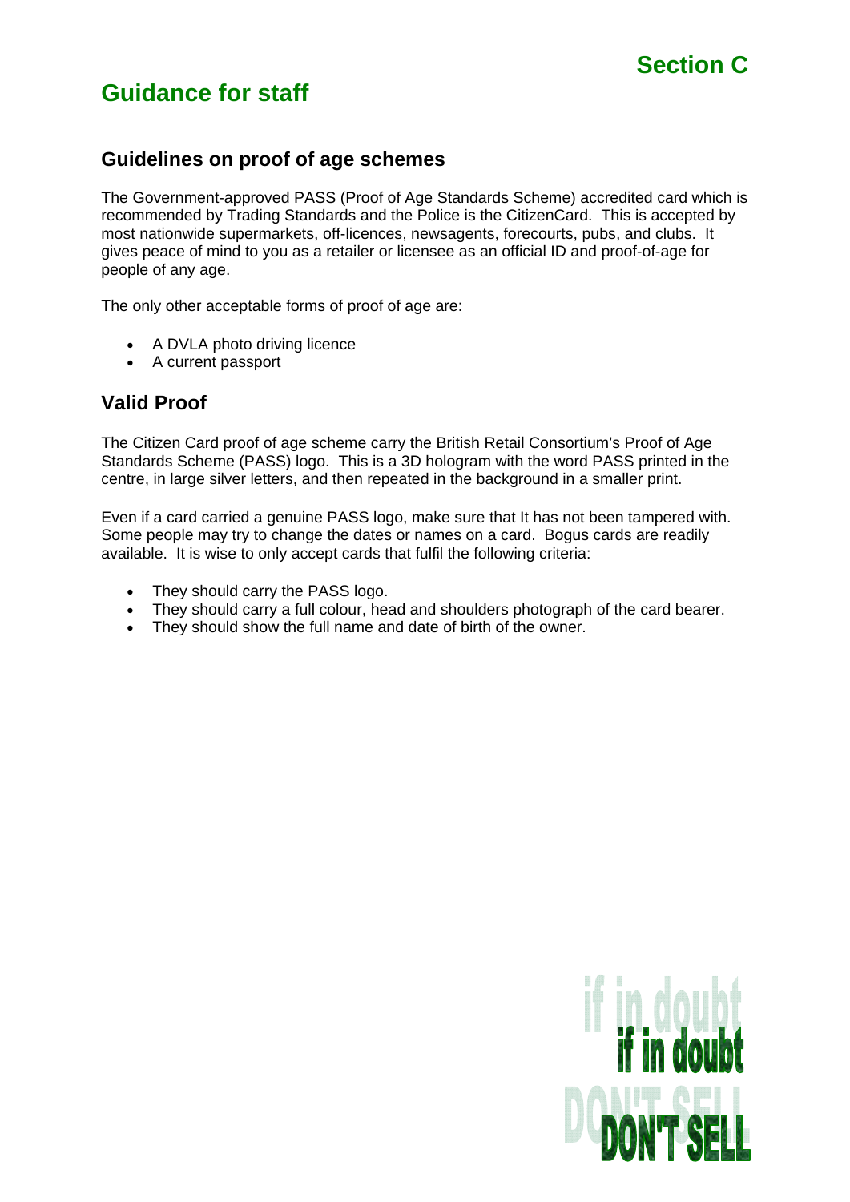Section C

# Guidance for staff

## Guidelines on proof of age schemes

The Government-approved PASS (Proof of Age Standards Scheme) accredited card which is recommended by Trading Standards and the Police is the CitizenCard. This is accepted by most nationwide supermarkets, off-licences, newsagents, forecourts, pubs, and clubs. It gives peace of mind to you as a retailer or licensee as an official ID and proof-of-age for people of any age.

The only other acceptable forms of proof of age are:

- A DVLA photo driving licence
- A current passport

## Valid Proof

The Citizen Card proof of age scheme carry the British Retail Consortium's Proof of Age Standards Scheme (PASS) logo. This is a 3D hologram with the word PASS printed in the centre, in large silver letters, and then repeated in the background in a smaller print.

Even if a card carried a genuine PASS logo, make sure that It has not been tampered with. Some people may try to change the dates or names on a card. Bogus cards are readily available. It is wise to only accept cards that fulfil the following criteria:

- They should carry the PASS logo.
- They should carry a full colour, head and shoulders photograph of the card bearer.
- They should show the full name and date of birth of the owner.

**if in doubt**
**DON'T SELL**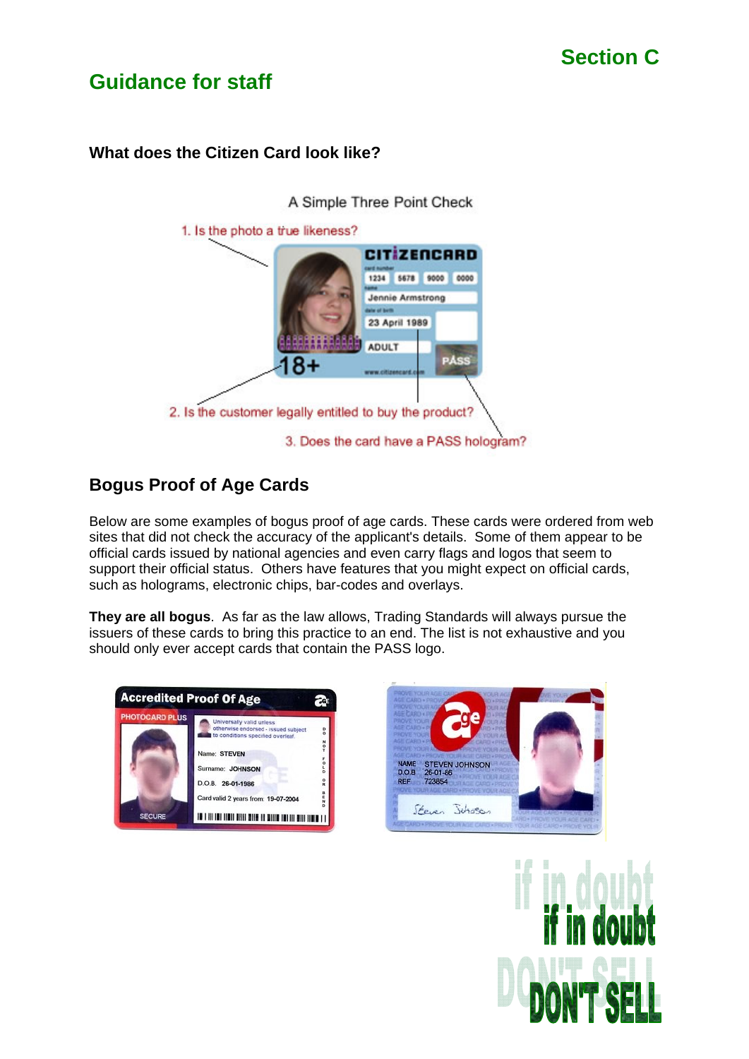# Section C

## Guidance for staff

### What does the Citizen Card look like?

A Simple Three Point Check

1. Is the photo a true likeness?
2. Is the customer legally entitled to buy the product?
3. Does the card have a PASS hologram?

### Bogus Proof of Age Cards

Below are some examples of bogus proof of age cards. These cards were ordered from web sites that did not check the accuracy of the applicant's details. Some of them appear to be official cards issued by national agencies and even carry flags and logos that seem to support their official status. Others have features that you might expect on official cards, such as holograms, electronic chips, bar-codes and overlays.

**They are all bogus**. As far as the law allows, Trading Standards will always pursue the issuers of these cards to bring this practice to an end. The list is not exhaustive and you should only ever accept cards that contain the PASS logo.

**if in doubt DON'T SELL**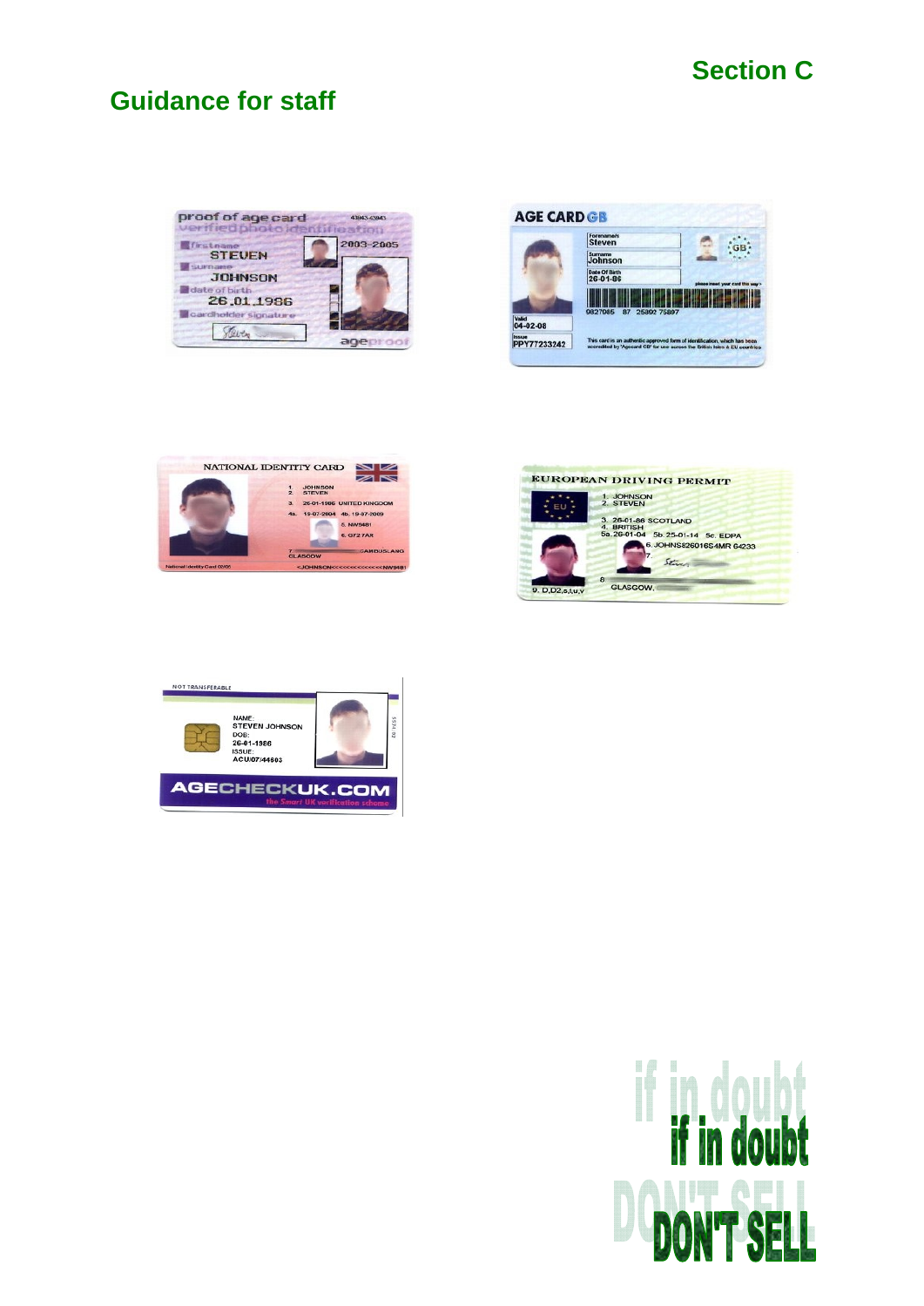## Section C

## Guidance for staff

**if in doubt**

**DON'T SELL**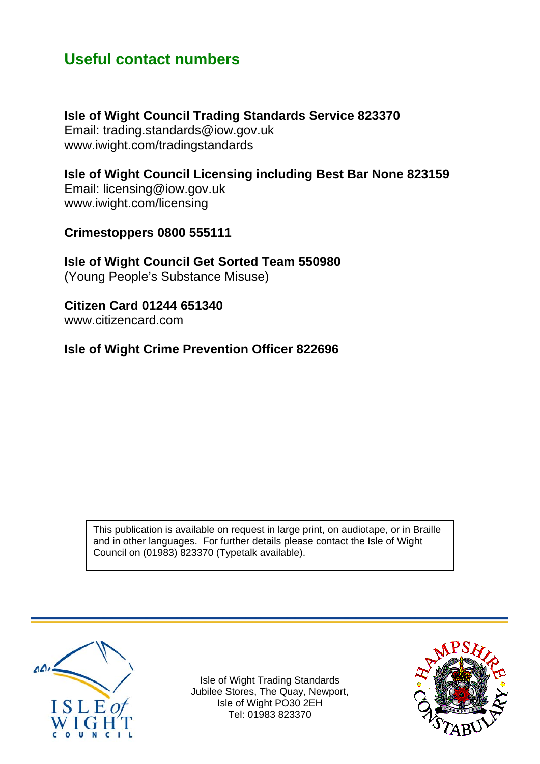## Useful contact numbers

**Isle of Wight Council Trading Standards Service 823370**
Email: trading.standards@iow.gov.uk
www.iwight.com/tradingstandards

**Isle of Wight Council Licensing including Best Bar None 823159**
Email: licensing@iow.gov.uk
www.iwight.com/licensing

**Crimestoppers 0800 555111**

**Isle of Wight Council Get Sorted Team 550980**
(Young People's Substance Misuse)

**Citizen Card 01244 651340**
www.citizencard.com

**Isle of Wight Crime Prevention Officer 822696**

This publication is available on request in large print, on audiotape, or in Braille and in other languages. For further details please contact the Isle of Wight Council on (01983) 823370 (Typetalk available).

Isle of Wight Trading Standards
Jubilee Stores, The Quay, Newport,
Isle of Wight PO30 2EH
Tel: 01983 823370